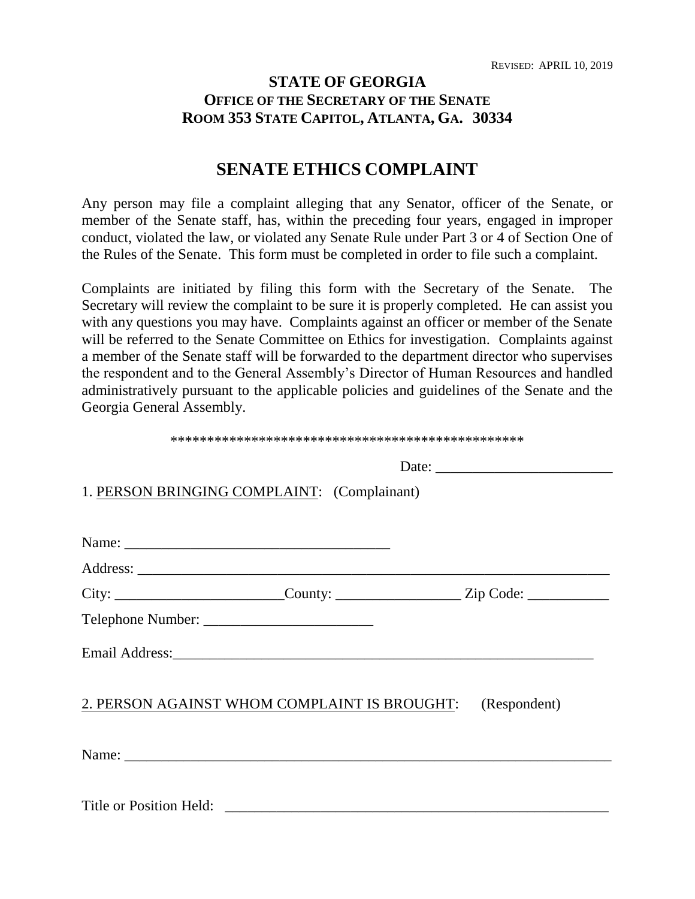REVISED: APRIL 10, 2019

**STATE OF GEORGIA**
**OFFICE OF THE SECRETARY OF THE SENATE**
**ROOM 353 STATE CAPITOL, ATLANTA, GA. 30334**

# SENATE ETHICS COMPLAINT

Any person may file a complaint alleging that any Senator, officer of the Senate, or member of the Senate staff, has, within the preceding four years, engaged in improper conduct, violated the law, or violated any Senate Rule under Part 3 or 4 of Section One of the Rules of the Senate. This form must be completed in order to file such a complaint.

Complaints are initiated by filing this form with the Secretary of the Senate. The Secretary will review the complaint to be sure it is properly completed. He can assist you with any questions you may have. Complaints against an officer or member of the Senate will be referred to the Senate Committee on Ethics for investigation. Complaints against a member of the Senate staff will be forwarded to the department director who supervises the respondent and to the General Assembly's Director of Human Resources and handled administratively pursuant to the applicable policies and guidelines of the Senate and the Georgia General Assembly.

**************************************************

Date: ________________________

1. PERSON BRINGING COMPLAINT: (Complainant)

Name: ____________________________________

Address: ____________________________________________________________________

City: _______________________County: _________________ Zip Code: ___________

Telephone Number: _______________________

Email Address:___________________________________________________________

2. PERSON AGAINST WHOM COMPLAINT IS BROUGHT: (Respondent)

Name: ______________________________________________________________________

Title or Position Held: ______________________________________________________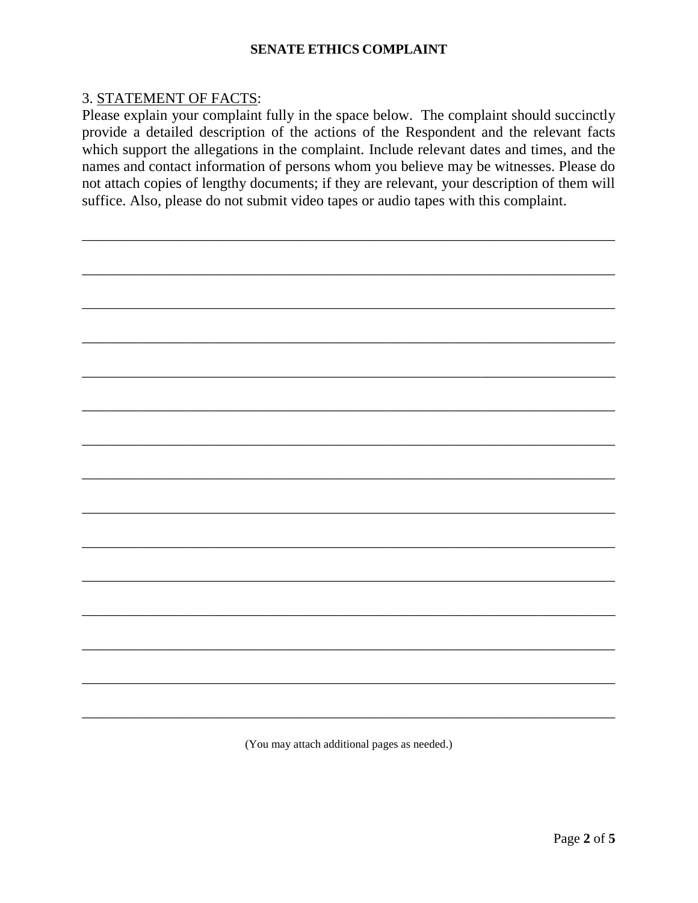**SENATE ETHICS COMPLAINT**

3. STATEMENT OF FACTS:

Please explain your complaint fully in the space below. The complaint should succinctly provide a detailed description of the actions of the Respondent and the relevant facts which support the allegations in the complaint. Include relevant dates and times, and the names and contact information of persons whom you believe may be witnesses. Please do not attach copies of lengthy documents; if they are relevant, your description of them will suffice. Also, please do not submit video tapes or audio tapes with this complaint.

_______________________________________________________________________

_______________________________________________________________________

_______________________________________________________________________

_______________________________________________________________________

_______________________________________________________________________

_______________________________________________________________________

_______________________________________________________________________

_______________________________________________________________________

_______________________________________________________________________

_______________________________________________________________________

_______________________________________________________________________

_______________________________________________________________________

_______________________________________________________________________

_______________________________________________________________________

_______________________________________________________________________

(You may attach additional pages as needed.)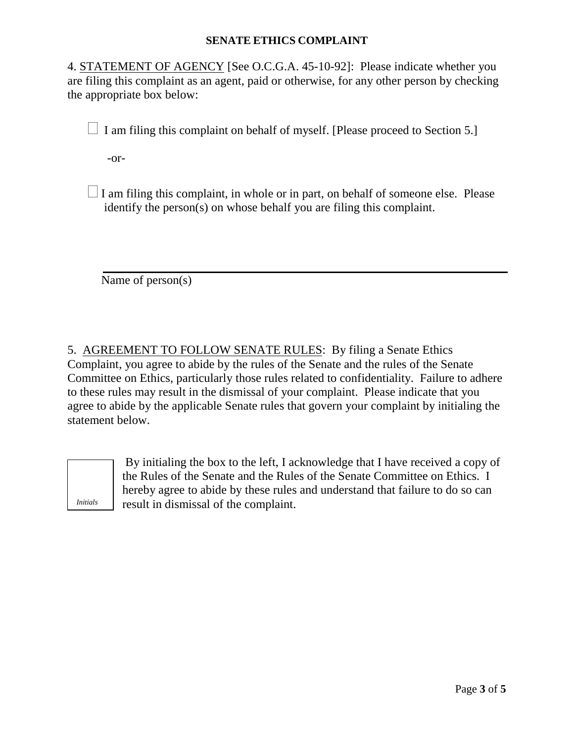**SENATE ETHICS COMPLAINT**

4. STATEMENT OF AGENCY [See O.C.G.A. 45-10-92]: Please indicate whether you are filing this complaint as an agent, paid or otherwise, for any other person by checking the appropriate box below:

☐ I am filing this complaint on behalf of myself. [Please proceed to Section 5.]

-or-

☐ I am filing this complaint, in whole or in part, on behalf of someone else. Please identify the person(s) on whose behalf you are filing this complaint.

______________________________________________________________

Name of person(s)

5. AGREEMENT TO FOLLOW SENATE RULES: By filing a Senate Ethics Complaint, you agree to abide by the rules of the Senate and the rules of the Senate Committee on Ethics, particularly those rules related to confidentiality. Failure to adhere to these rules may result in the dismissal of your complaint. Please indicate that you agree to abide by the applicable Senate rules that govern your complaint by initialing the statement below.

| *Initials* | By initialing the box to the left, I acknowledge that I have received a copy of the Rules of the Senate and the Rules of the Senate Committee on Ethics. I hereby agree to abide by these rules and understand that failure to do so can result in dismissal of the complaint. |
|---|---|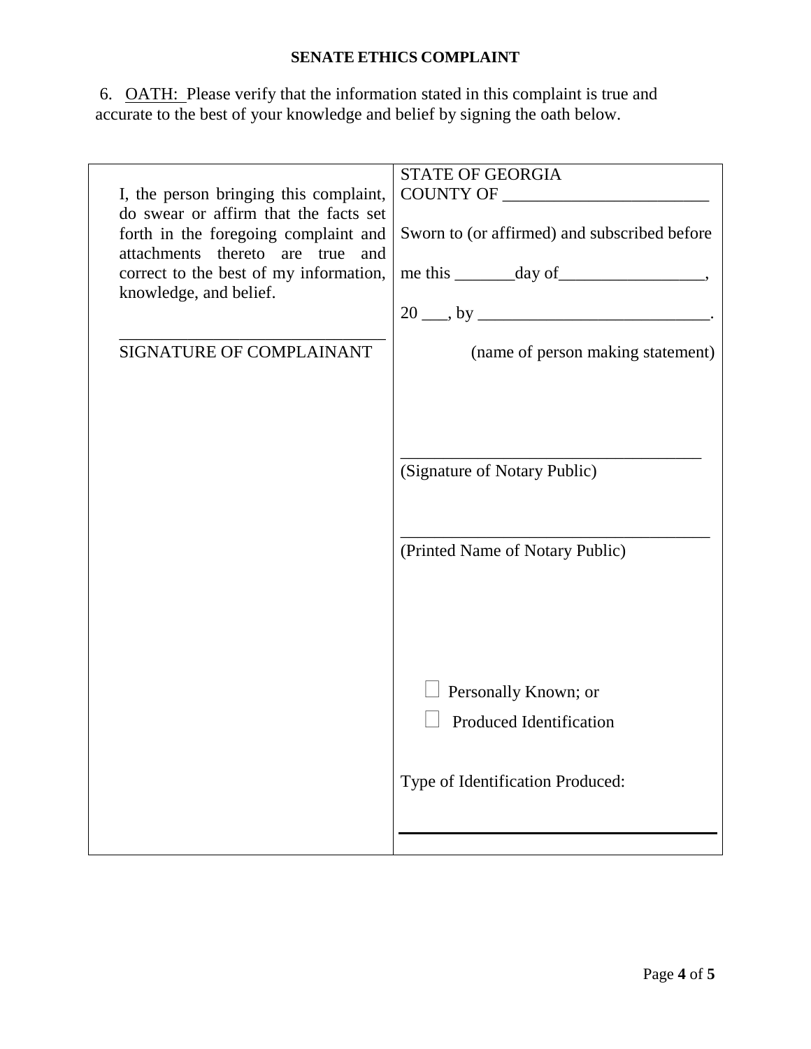**SENATE ETHICS COMPLAINT**

6. <u>OATH:</u> Please verify that the information stated in this complaint is true and accurate to the best of your knowledge and belief by signing the oath below.

| | |
|---|---|
| I, the person bringing this complaint, do swear or affirm that the facts set forth in the foregoing complaint and attachments thereto are true and correct to the best of my information, knowledge, and belief.<br><br>_______________________________<br>SIGNATURE OF COMPLAINANT | STATE OF GEORGIA<br>COUNTY OF ________________________<br><br>Sworn to (or affirmed) and subscribed before<br><br>me this _______day of_________________,<br><br>20 ___, by ___________________________.<br>(name of person making statement)<br><br>___________________________________<br>(Signature of Notary Public)<br><br>___________________________________<br>(Printed Name of Notary Public)<br><br>☐ Personally Known; or<br>☐ Produced Identification<br><br>Type of Identification Produced:<br><br>___________________________________ |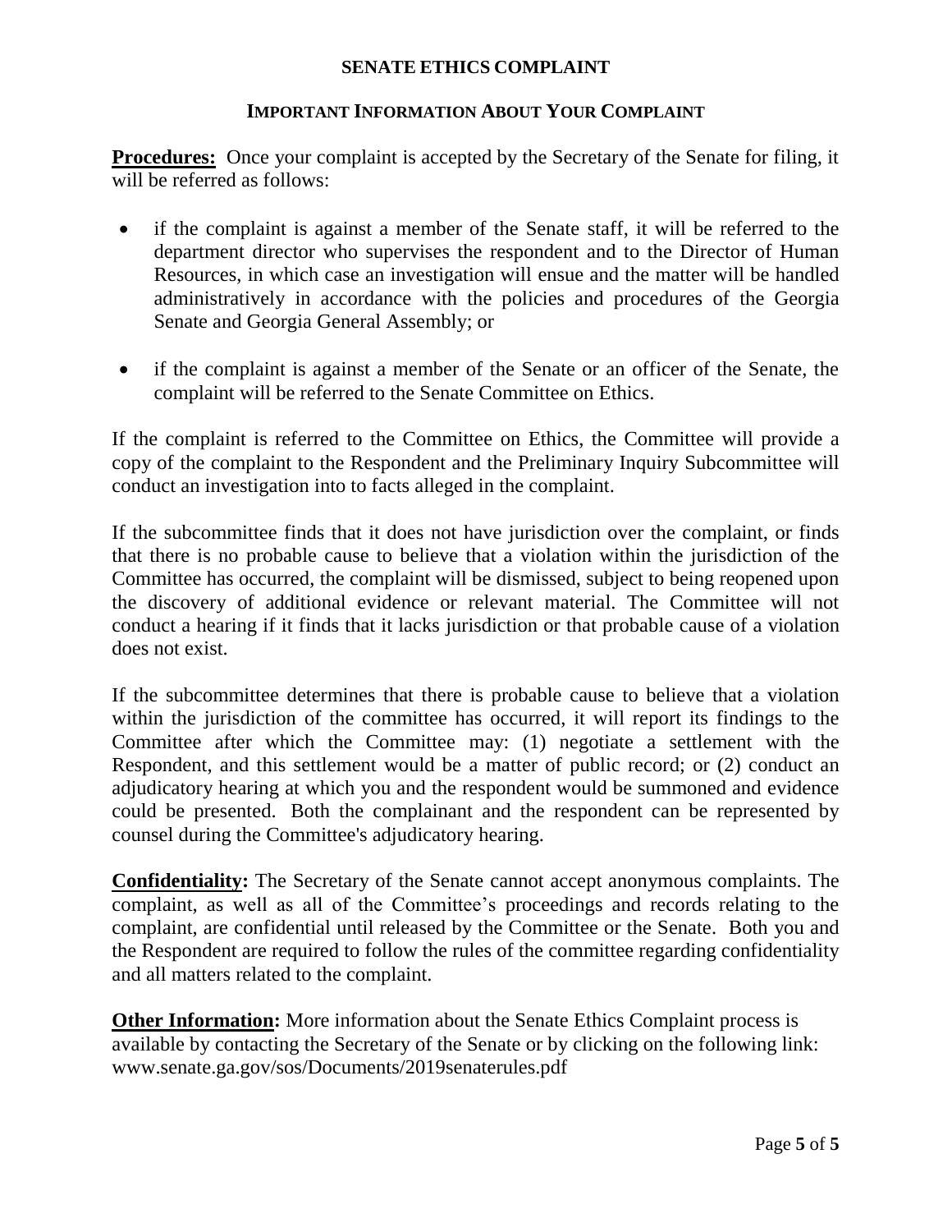**SENATE ETHICS COMPLAINT**

**IMPORTANT INFORMATION ABOUT YOUR COMPLAINT**

**Procedures:** Once your complaint is accepted by the Secretary of the Senate for filing, it will be referred as follows:

- if the complaint is against a member of the Senate staff, it will be referred to the department director who supervises the respondent and to the Director of Human Resources, in which case an investigation will ensue and the matter will be handled administratively in accordance with the policies and procedures of the Georgia Senate and Georgia General Assembly; or

- if the complaint is against a member of the Senate or an officer of the Senate, the complaint will be referred to the Senate Committee on Ethics.

If the complaint is referred to the Committee on Ethics, the Committee will provide a copy of the complaint to the Respondent and the Preliminary Inquiry Subcommittee will conduct an investigation into to facts alleged in the complaint.

If the subcommittee finds that it does not have jurisdiction over the complaint, or finds that there is no probable cause to believe that a violation within the jurisdiction of the Committee has occurred, the complaint will be dismissed, subject to being reopened upon the discovery of additional evidence or relevant material. The Committee will not conduct a hearing if it finds that it lacks jurisdiction or that probable cause of a violation does not exist.

If the subcommittee determines that there is probable cause to believe that a violation within the jurisdiction of the committee has occurred, it will report its findings to the Committee after which the Committee may: (1) negotiate a settlement with the Respondent, and this settlement would be a matter of public record; or (2) conduct an adjudicatory hearing at which you and the respondent would be summoned and evidence could be presented. Both the complainant and the respondent can be represented by counsel during the Committee's adjudicatory hearing.

**Confidentiality:** The Secretary of the Senate cannot accept anonymous complaints. The complaint, as well as all of the Committee's proceedings and records relating to the complaint, are confidential until released by the Committee or the Senate. Both you and the Respondent are required to follow the rules of the committee regarding confidentiality and all matters related to the complaint.

**Other Information:** More information about the Senate Ethics Complaint process is available by contacting the Secretary of the Senate or by clicking on the following link: www.senate.ga.gov/sos/Documents/2019senaterules.pdf